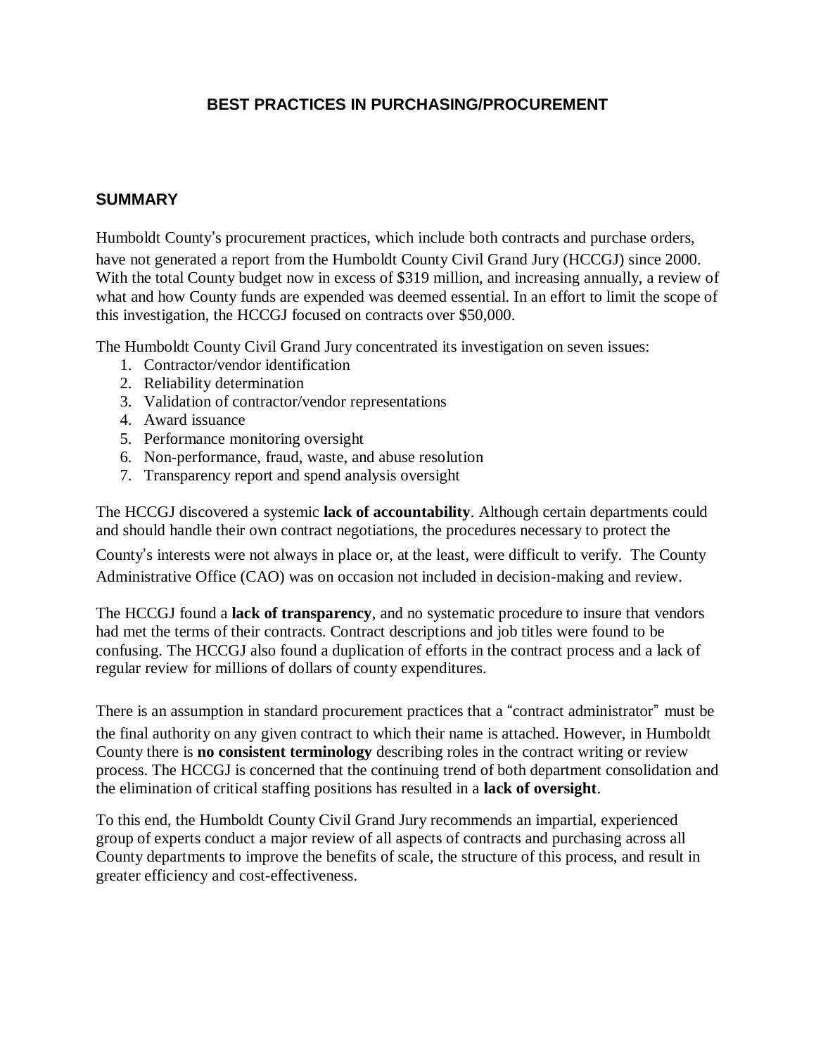# BEST PRACTICES IN PURCHASING/PROCUREMENT

## SUMMARY

Humboldt County's procurement practices, which include both contracts and purchase orders, have not generated a report from the Humboldt County Civil Grand Jury (HCCGJ) since 2000. With the total County budget now in excess of $319 million, and increasing annually, a review of what and how County funds are expended was deemed essential. In an effort to limit the scope of this investigation, the HCCGJ focused on contracts over $50,000.

The Humboldt County Civil Grand Jury concentrated its investigation on seven issues:

1. Contractor/vendor identification
2. Reliability determination
3. Validation of contractor/vendor representations
4. Award issuance
5. Performance monitoring oversight
6. Non-performance, fraud, waste, and abuse resolution
7. Transparency report and spend analysis oversight

The HCCGJ discovered a systemic **lack of accountability**. Although certain departments could and should handle their own contract negotiations, the procedures necessary to protect the County's interests were not always in place or, at the least, were difficult to verify. The County Administrative Office (CAO) was on occasion not included in decision-making and review.

The HCCGJ found a **lack of transparency**, and no systematic procedure to insure that vendors had met the terms of their contracts. Contract descriptions and job titles were found to be confusing. The HCCGJ also found a duplication of efforts in the contract process and a lack of regular review for millions of dollars of county expenditures.

There is an assumption in standard procurement practices that a "contract administrator" must be the final authority on any given contract to which their name is attached. However, in Humboldt County there is **no consistent terminology** describing roles in the contract writing or review process. The HCCGJ is concerned that the continuing trend of both department consolidation and the elimination of critical staffing positions has resulted in a **lack of oversight**.

To this end, the Humboldt County Civil Grand Jury recommends an impartial, experienced group of experts conduct a major review of all aspects of contracts and purchasing across all County departments to improve the benefits of scale, the structure of this process, and result in greater efficiency and cost-effectiveness.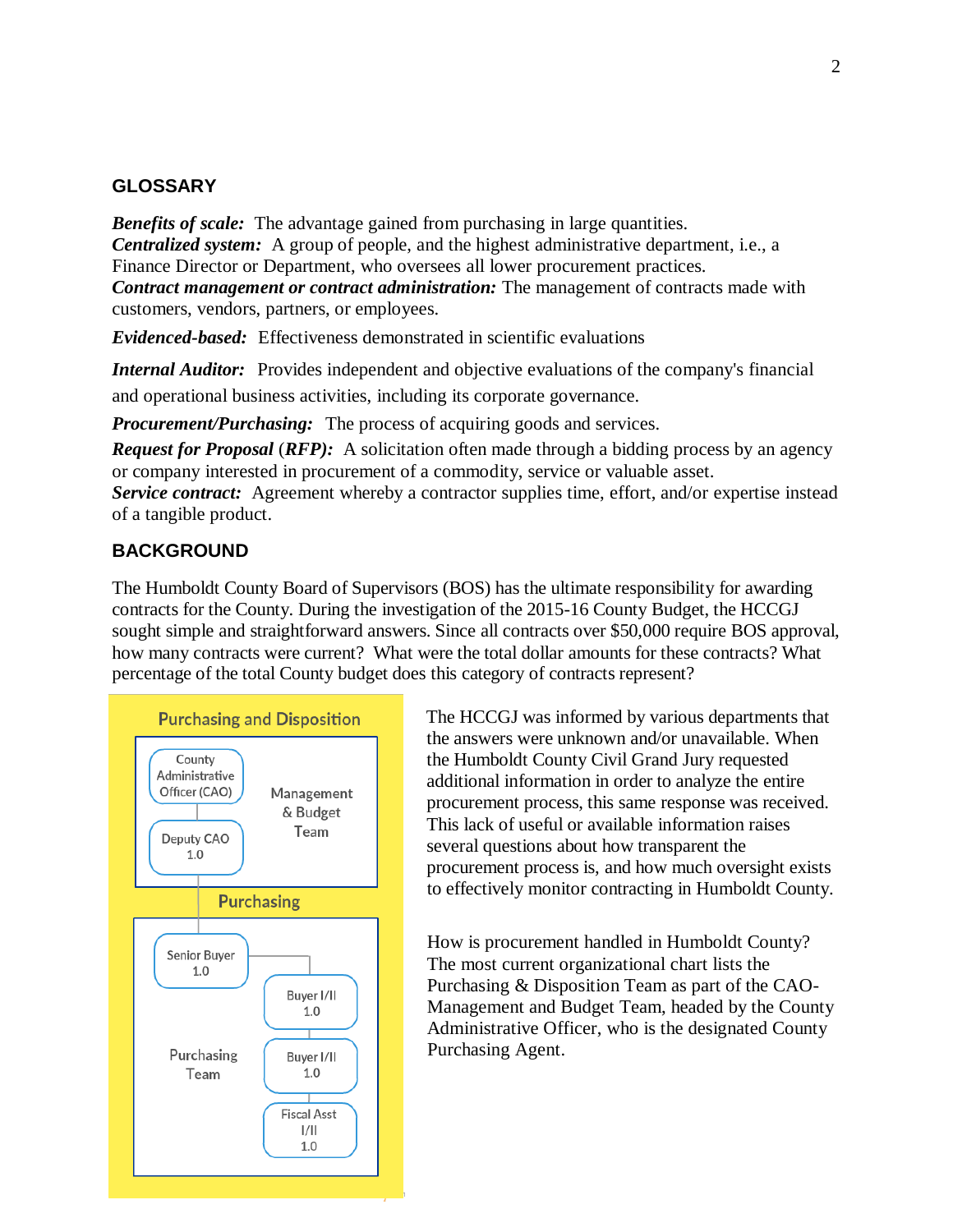## GLOSSARY

***Benefits of scale:*** The advantage gained from purchasing in large quantities.
***Centralized system:*** A group of people, and the highest administrative department, i.e., a Finance Director or Department, who oversees all lower procurement practices.
***Contract management or contract administration:*** The management of contracts made with customers, vendors, partners, or employees.

***Evidenced-based:*** Effectiveness demonstrated in scientific evaluations

***Internal Auditor:*** Provides independent and objective evaluations of the company's financial and operational business activities, including its corporate governance.

***Procurement/Purchasing:*** The process of acquiring goods and services.
***Request for Proposal (RFP):*** A solicitation often made through a bidding process by an agency or company interested in procurement of a commodity, service or valuable asset.
***Service contract:*** Agreement whereby a contractor supplies time, effort, and/or expertise instead of a tangible product.

## BACKGROUND

The Humboldt County Board of Supervisors (BOS) has the ultimate responsibility for awarding contracts for the County. During the investigation of the 2015-16 County Budget, the HCCGJ sought simple and straightforward answers. Since all contracts over $50,000 require BOS approval, how many contracts were current? What were the total dollar amounts for these contracts? What percentage of the total County budget does this category of contracts represent?

**Purchasing and Disposition**

Management & Budget Team
- County Administrative Officer (CAO)
- Deputy CAO 1.0

Purchasing

Purchasing Team
- Senior Buyer 1.0
- Buyer I/II 1.0
- Buyer I/II 1.0
- Fiscal Asst I/II 1.0

The HCCGJ was informed by various departments that the answers were unknown and/or unavailable. When the Humboldt County Civil Grand Jury requested additional information in order to analyze the entire procurement process, this same response was received. This lack of useful or available information raises several questions about how transparent the procurement process is, and how much oversight exists to effectively monitor contracting in Humboldt County.

How is procurement handled in Humboldt County? The most current organizational chart lists the Purchasing & Disposition Team as part of the CAO-Management and Budget Team, headed by the County Administrative Officer, who is the designated County Purchasing Agent.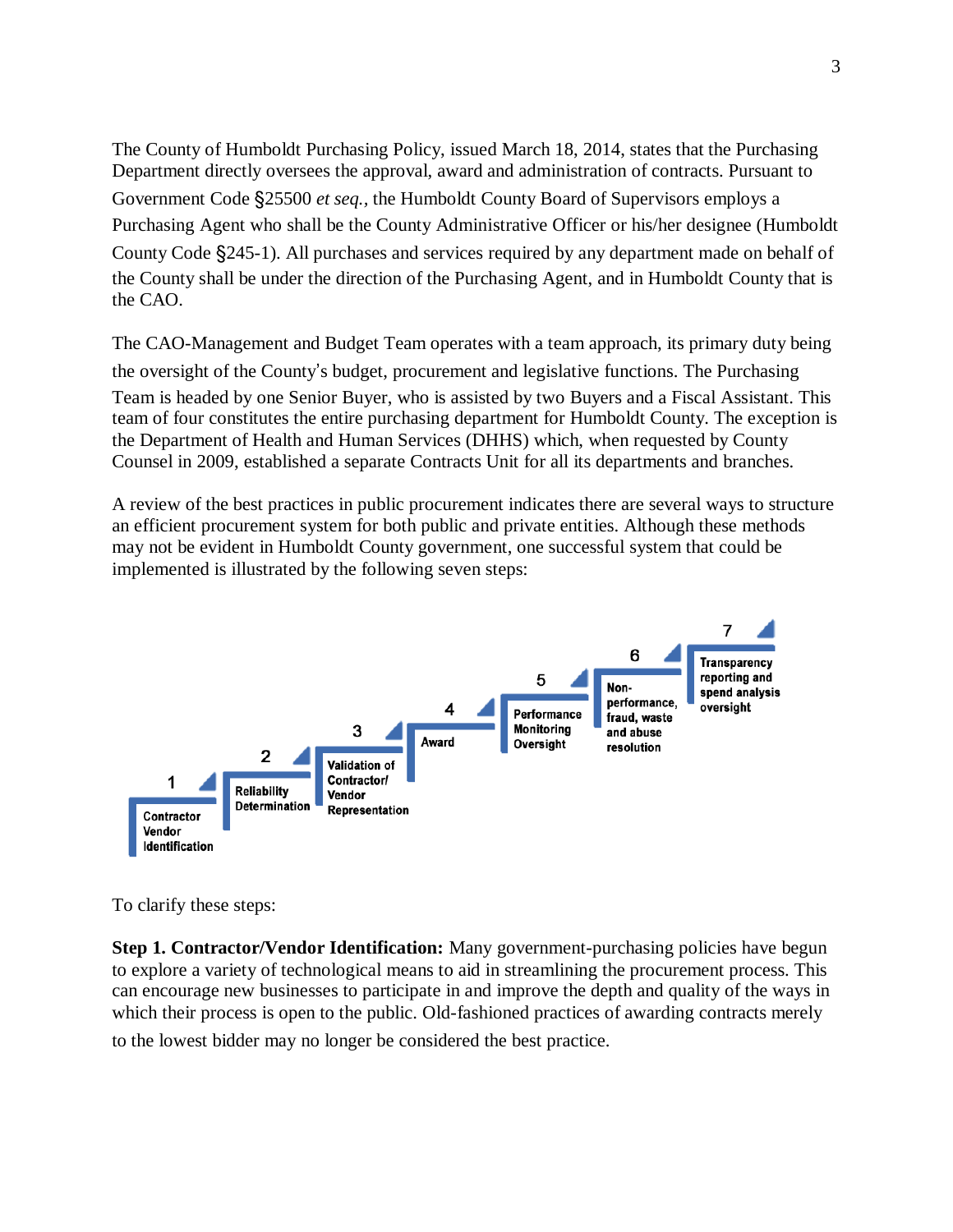The County of Humboldt Purchasing Policy, issued March 18, 2014, states that the Purchasing Department directly oversees the approval, award and administration of contracts. Pursuant to Government Code §25500 *et seq.*, the Humboldt County Board of Supervisors employs a Purchasing Agent who shall be the County Administrative Officer or his/her designee (Humboldt County Code §245-1). All purchases and services required by any department made on behalf of the County shall be under the direction of the Purchasing Agent, and in Humboldt County that is the CAO.

The CAO-Management and Budget Team operates with a team approach, its primary duty being the oversight of the County's budget, procurement and legislative functions. The Purchasing Team is headed by one Senior Buyer, who is assisted by two Buyers and a Fiscal Assistant. This team of four constitutes the entire purchasing department for Humboldt County. The exception is the Department of Health and Human Services (DHHS) which, when requested by County Counsel in 2009, established a separate Contracts Unit for all its departments and branches.

A review of the best practices in public procurement indicates there are several ways to structure an efficient procurement system for both public and private entities. Although these methods may not be evident in Humboldt County government, one successful system that could be implemented is illustrated by the following seven steps:

1. Contractor Vendor Identification
2. Reliability Determination
3. Validation of Contractor/ Vendor Representation
4. Award
5. Performance Monitoring Oversight
6. Non-performance, fraud, waste and abuse resolution
7. Transparency reporting and spend analysis oversight

To clarify these steps:

**Step 1. Contractor/Vendor Identification:** Many government-purchasing policies have begun to explore a variety of technological means to aid in streamlining the procurement process. This can encourage new businesses to participate in and improve the depth and quality of the ways in which their process is open to the public. Old-fashioned practices of awarding contracts merely to the lowest bidder may no longer be considered the best practice.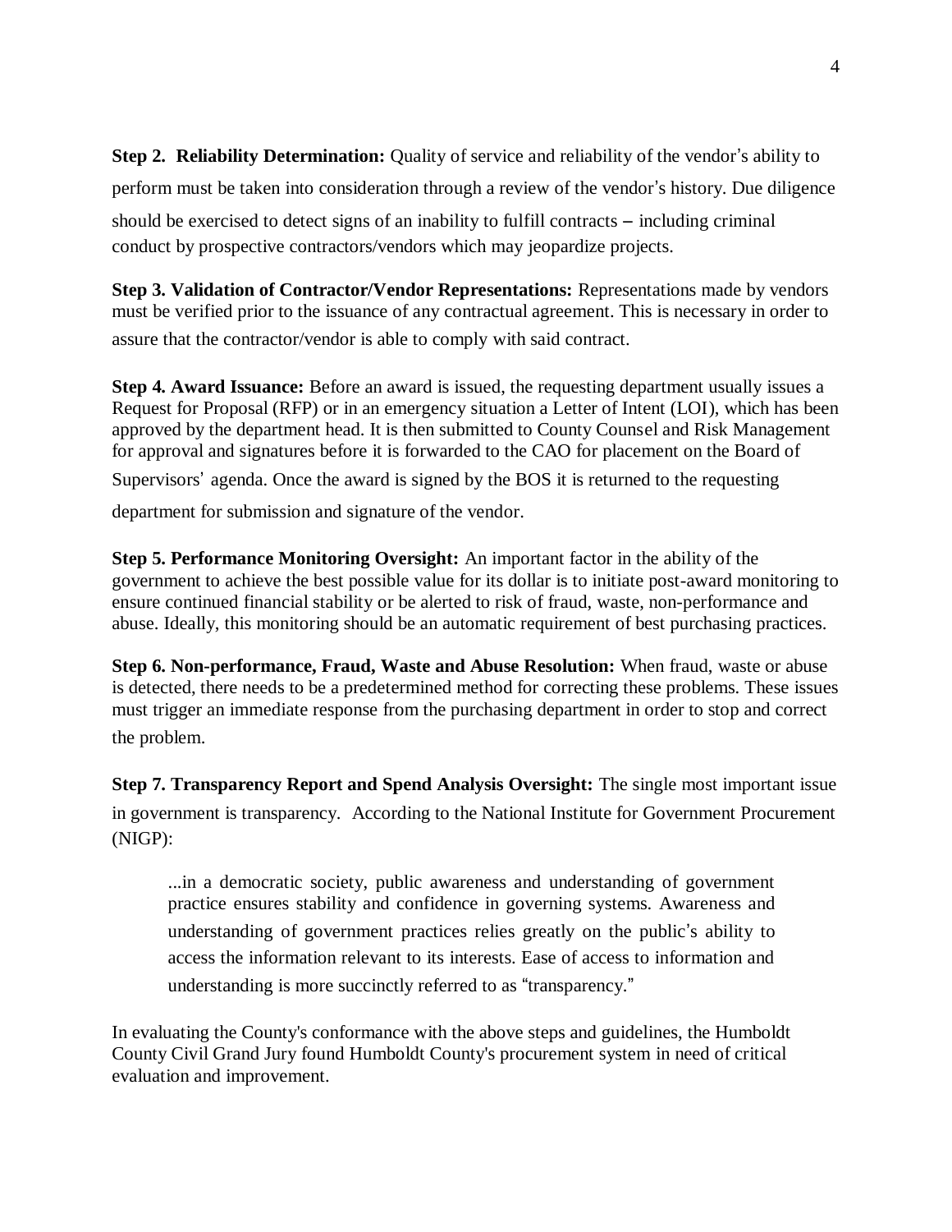**Step 2. Reliability Determination:** Quality of service and reliability of the vendor's ability to perform must be taken into consideration through a review of the vendor's history. Due diligence should be exercised to detect signs of an inability to fulfill contracts – including criminal conduct by prospective contractors/vendors which may jeopardize projects.

**Step 3. Validation of Contractor/Vendor Representations:** Representations made by vendors must be verified prior to the issuance of any contractual agreement. This is necessary in order to assure that the contractor/vendor is able to comply with said contract.

**Step 4. Award Issuance:** Before an award is issued, the requesting department usually issues a Request for Proposal (RFP) or in an emergency situation a Letter of Intent (LOI), which has been approved by the department head. It is then submitted to County Counsel and Risk Management for approval and signatures before it is forwarded to the CAO for placement on the Board of Supervisors' agenda. Once the award is signed by the BOS it is returned to the requesting department for submission and signature of the vendor.

**Step 5. Performance Monitoring Oversight:** An important factor in the ability of the government to achieve the best possible value for its dollar is to initiate post-award monitoring to ensure continued financial stability or be alerted to risk of fraud, waste, non-performance and abuse. Ideally, this monitoring should be an automatic requirement of best purchasing practices.

**Step 6. Non-performance, Fraud, Waste and Abuse Resolution:** When fraud, waste or abuse is detected, there needs to be a predetermined method for correcting these problems. These issues must trigger an immediate response from the purchasing department in order to stop and correct the problem.

**Step 7. Transparency Report and Spend Analysis Oversight:** The single most important issue in government is transparency. According to the National Institute for Government Procurement (NIGP):

> ...in a democratic society, public awareness and understanding of government practice ensures stability and confidence in governing systems. Awareness and understanding of government practices relies greatly on the public's ability to access the information relevant to its interests. Ease of access to information and understanding is more succinctly referred to as "transparency."

In evaluating the County's conformance with the above steps and guidelines, the Humboldt County Civil Grand Jury found Humboldt County's procurement system in need of critical evaluation and improvement.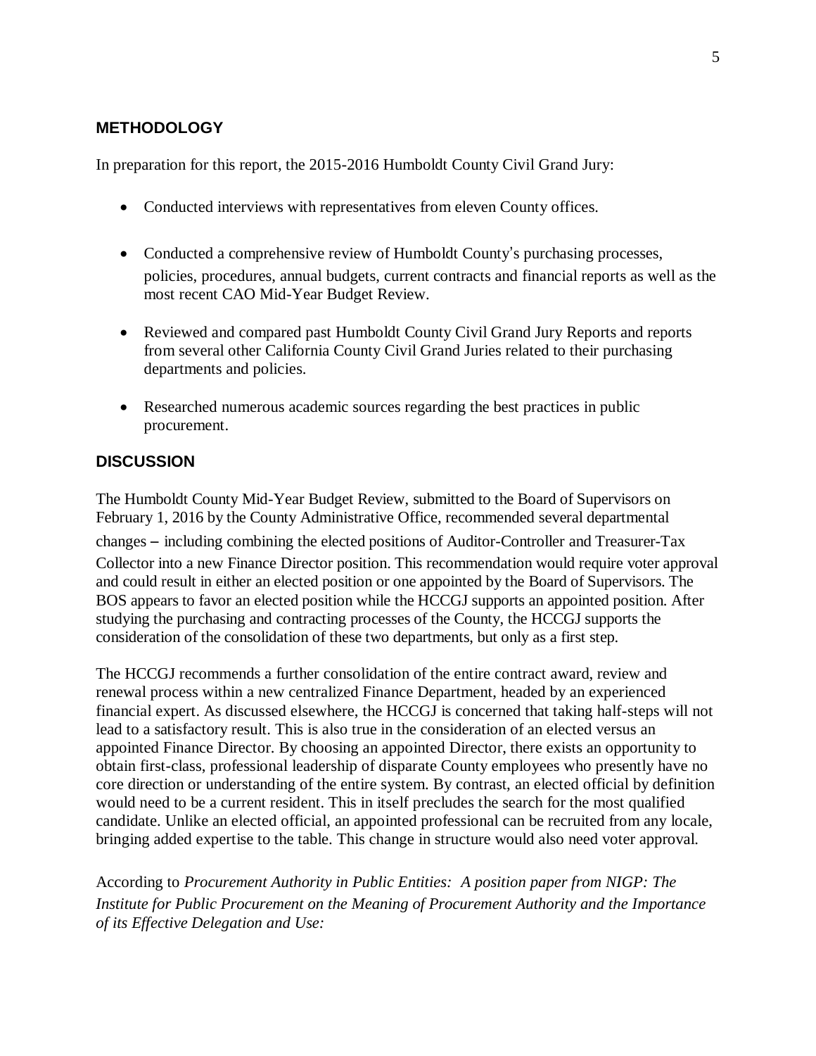## METHODOLOGY

In preparation for this report, the 2015-2016 Humboldt County Civil Grand Jury:

- Conducted interviews with representatives from eleven County offices.
- Conducted a comprehensive review of Humboldt County's purchasing processes, policies, procedures, annual budgets, current contracts and financial reports as well as the most recent CAO Mid-Year Budget Review.
- Reviewed and compared past Humboldt County Civil Grand Jury Reports and reports from several other California County Civil Grand Juries related to their purchasing departments and policies.
- Researched numerous academic sources regarding the best practices in public procurement.

## DISCUSSION

The Humboldt County Mid-Year Budget Review, submitted to the Board of Supervisors on February 1, 2016 by the County Administrative Office, recommended several departmental changes – including combining the elected positions of Auditor-Controller and Treasurer-Tax Collector into a new Finance Director position. This recommendation would require voter approval and could result in either an elected position or one appointed by the Board of Supervisors. The BOS appears to favor an elected position while the HCCGJ supports an appointed position. After studying the purchasing and contracting processes of the County, the HCCGJ supports the consideration of the consolidation of these two departments, but only as a first step.

The HCCGJ recommends a further consolidation of the entire contract award, review and renewal process within a new centralized Finance Department, headed by an experienced financial expert. As discussed elsewhere, the HCCGJ is concerned that taking half-steps will not lead to a satisfactory result. This is also true in the consideration of an elected versus an appointed Finance Director. By choosing an appointed Director, there exists an opportunity to obtain first-class, professional leadership of disparate County employees who presently have no core direction or understanding of the entire system. By contrast, an elected official by definition would need to be a current resident. This in itself precludes the search for the most qualified candidate. Unlike an elected official, an appointed professional can be recruited from any locale, bringing added expertise to the table. This change in structure would also need voter approval.

According to *Procurement Authority in Public Entities: A position paper from NIGP: The Institute for Public Procurement on the Meaning of Procurement Authority and the Importance of its Effective Delegation and Use:*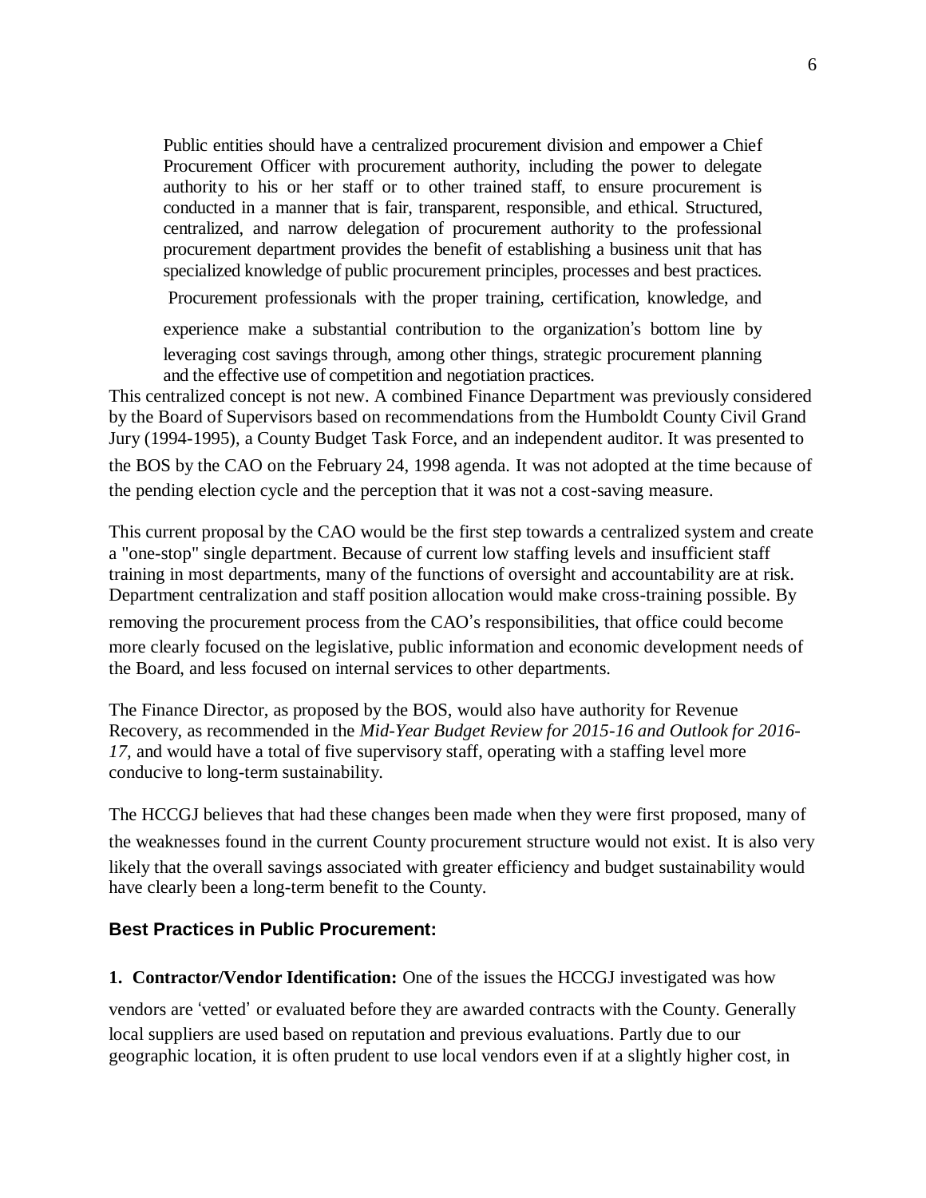> Public entities should have a centralized procurement division and empower a Chief Procurement Officer with procurement authority, including the power to delegate authority to his or her staff or to other trained staff, to ensure procurement is conducted in a manner that is fair, transparent, responsible, and ethical. Structured, centralized, and narrow delegation of procurement authority to the professional procurement department provides the benefit of establishing a business unit that has specialized knowledge of public procurement principles, processes and best practices.
>
> Procurement professionals with the proper training, certification, knowledge, and experience make a substantial contribution to the organization's bottom line by leveraging cost savings through, among other things, strategic procurement planning and the effective use of competition and negotiation practices.

This centralized concept is not new. A combined Finance Department was previously considered by the Board of Supervisors based on recommendations from the Humboldt County Civil Grand Jury (1994-1995), a County Budget Task Force, and an independent auditor. It was presented to the BOS by the CAO on the February 24, 1998 agenda. It was not adopted at the time because of the pending election cycle and the perception that it was not a cost-saving measure.

This current proposal by the CAO would be the first step towards a centralized system and create a "one-stop" single department. Because of current low staffing levels and insufficient staff training in most departments, many of the functions of oversight and accountability are at risk. Department centralization and staff position allocation would make cross-training possible. By removing the procurement process from the CAO's responsibilities, that office could become more clearly focused on the legislative, public information and economic development needs of the Board, and less focused on internal services to other departments.

The Finance Director, as proposed by the BOS, would also have authority for Revenue Recovery, as recommended in the *Mid-Year Budget Review for 2015-16 and Outlook for 2016-17,* and would have a total of five supervisory staff, operating with a staffing level more conducive to long-term sustainability.

The HCCGJ believes that had these changes been made when they were first proposed, many of the weaknesses found in the current County procurement structure would not exist. It is also very likely that the overall savings associated with greater efficiency and budget sustainability would have clearly been a long-term benefit to the County.

## Best Practices in Public Procurement:

**1. Contractor/Vendor Identification:** One of the issues the HCCGJ investigated was how vendors are 'vetted' or evaluated before they are awarded contracts with the County. Generally local suppliers are used based on reputation and previous evaluations. Partly due to our geographic location, it is often prudent to use local vendors even if at a slightly higher cost, in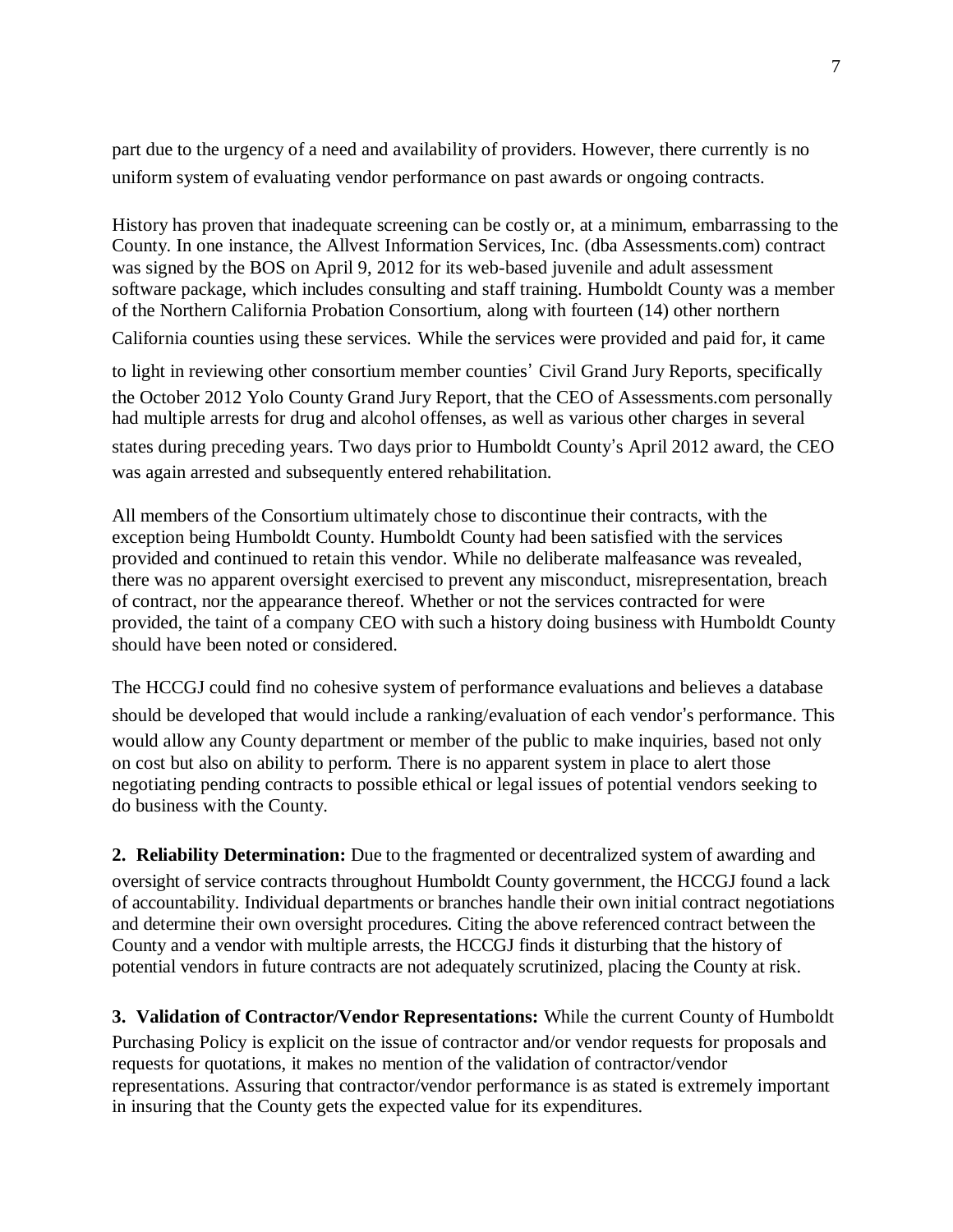part due to the urgency of a need and availability of providers. However, there currently is no uniform system of evaluating vendor performance on past awards or ongoing contracts.

History has proven that inadequate screening can be costly or, at a minimum, embarrassing to the County. In one instance, the Allvest Information Services, Inc. (dba Assessments.com) contract was signed by the BOS on April 9, 2012 for its web-based juvenile and adult assessment software package, which includes consulting and staff training. Humboldt County was a member of the Northern California Probation Consortium, along with fourteen (14) other northern California counties using these services. While the services were provided and paid for, it came to light in reviewing other consortium member counties' Civil Grand Jury Reports, specifically the October 2012 Yolo County Grand Jury Report, that the CEO of Assessments.com personally had multiple arrests for drug and alcohol offenses, as well as various other charges in several states during preceding years. Two days prior to Humboldt County's April 2012 award, the CEO was again arrested and subsequently entered rehabilitation.

All members of the Consortium ultimately chose to discontinue their contracts, with the exception being Humboldt County. Humboldt County had been satisfied with the services provided and continued to retain this vendor. While no deliberate malfeasance was revealed, there was no apparent oversight exercised to prevent any misconduct, misrepresentation, breach of contract, nor the appearance thereof. Whether or not the services contracted for were provided, the taint of a company CEO with such a history doing business with Humboldt County should have been noted or considered.

The HCCGJ could find no cohesive system of performance evaluations and believes a database should be developed that would include a ranking/evaluation of each vendor's performance. This would allow any County department or member of the public to make inquiries, based not only on cost but also on ability to perform. There is no apparent system in place to alert those negotiating pending contracts to possible ethical or legal issues of potential vendors seeking to do business with the County.

**2. Reliability Determination:** Due to the fragmented or decentralized system of awarding and oversight of service contracts throughout Humboldt County government, the HCCGJ found a lack of accountability. Individual departments or branches handle their own initial contract negotiations and determine their own oversight procedures. Citing the above referenced contract between the County and a vendor with multiple arrests, the HCCGJ finds it disturbing that the history of potential vendors in future contracts are not adequately scrutinized, placing the County at risk.

**3. Validation of Contractor/Vendor Representations:** While the current County of Humboldt Purchasing Policy is explicit on the issue of contractor and/or vendor requests for proposals and requests for quotations, it makes no mention of the validation of contractor/vendor representations. Assuring that contractor/vendor performance is as stated is extremely important in insuring that the County gets the expected value for its expenditures.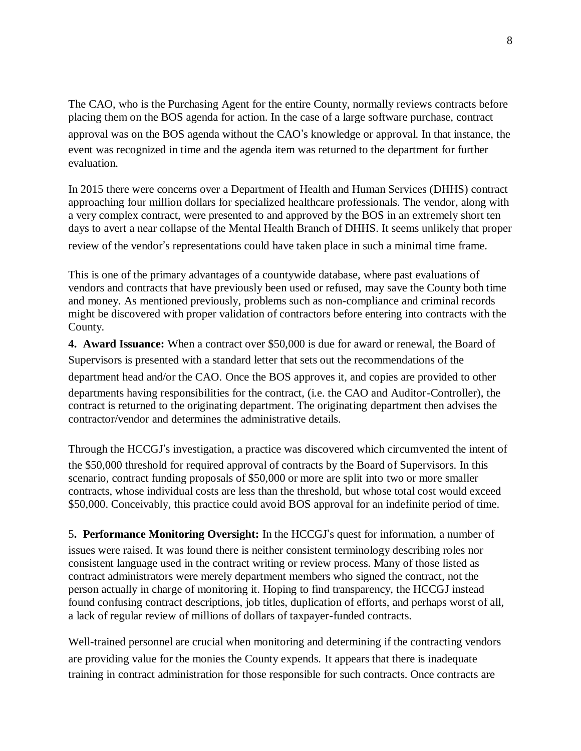The CAO, who is the Purchasing Agent for the entire County, normally reviews contracts before placing them on the BOS agenda for action. In the case of a large software purchase, contract approval was on the BOS agenda without the CAO's knowledge or approval. In that instance, the event was recognized in time and the agenda item was returned to the department for further evaluation.

In 2015 there were concerns over a Department of Health and Human Services (DHHS) contract approaching four million dollars for specialized healthcare professionals. The vendor, along with a very complex contract, were presented to and approved by the BOS in an extremely short ten days to avert a near collapse of the Mental Health Branch of DHHS. It seems unlikely that proper review of the vendor's representations could have taken place in such a minimal time frame.

This is one of the primary advantages of a countywide database, where past evaluations of vendors and contracts that have previously been used or refused, may save the County both time and money. As mentioned previously, problems such as non-compliance and criminal records might be discovered with proper validation of contractors before entering into contracts with the County.

**4. Award Issuance:** When a contract over $50,000 is due for award or renewal, the Board of Supervisors is presented with a standard letter that sets out the recommendations of the department head and/or the CAO. Once the BOS approves it, and copies are provided to other departments having responsibilities for the contract, (i.e. the CAO and Auditor-Controller), the contract is returned to the originating department. The originating department then advises the contractor/vendor and determines the administrative details.

Through the HCCGJ's investigation, a practice was discovered which circumvented the intent of the $50,000 threshold for required approval of contracts by the Board of Supervisors. In this scenario, contract funding proposals of $50,000 or more are split into two or more smaller contracts, whose individual costs are less than the threshold, but whose total cost would exceed $50,000. Conceivably, this practice could avoid BOS approval for an indefinite period of time.

5**. Performance Monitoring Oversight:** In the HCCGJ's quest for information, a number of issues were raised. It was found there is neither consistent terminology describing roles nor consistent language used in the contract writing or review process. Many of those listed as contract administrators were merely department members who signed the contract, not the person actually in charge of monitoring it. Hoping to find transparency, the HCCGJ instead found confusing contract descriptions, job titles, duplication of efforts, and perhaps worst of all, a lack of regular review of millions of dollars of taxpayer-funded contracts.

Well-trained personnel are crucial when monitoring and determining if the contracting vendors are providing value for the monies the County expends. It appears that there is inadequate training in contract administration for those responsible for such contracts. Once contracts are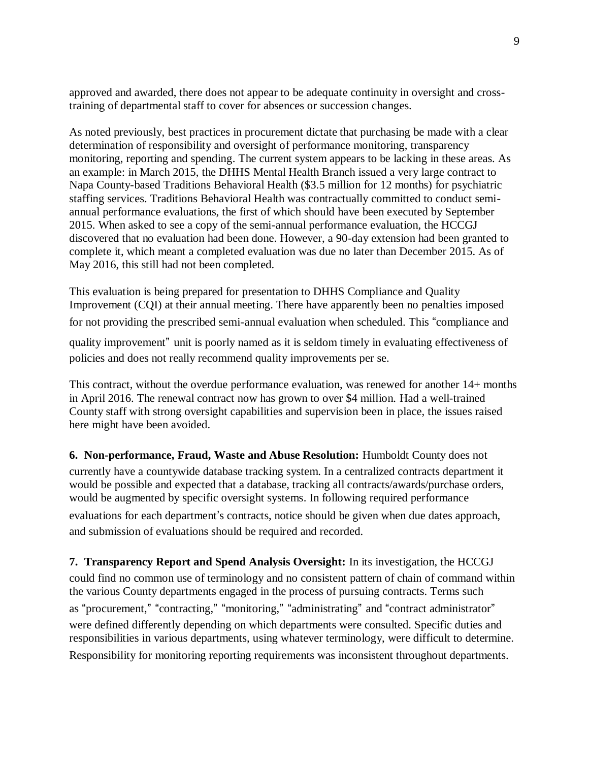approved and awarded, there does not appear to be adequate continuity in oversight and cross-training of departmental staff to cover for absences or succession changes.

As noted previously, best practices in procurement dictate that purchasing be made with a clear determination of responsibility and oversight of performance monitoring, transparency monitoring, reporting and spending. The current system appears to be lacking in these areas. As an example: in March 2015, the DHHS Mental Health Branch issued a very large contract to Napa County-based Traditions Behavioral Health ($3.5 million for 12 months) for psychiatric staffing services. Traditions Behavioral Health was contractually committed to conduct semi-annual performance evaluations, the first of which should have been executed by September 2015. When asked to see a copy of the semi-annual performance evaluation, the HCCGJ discovered that no evaluation had been done. However, a 90-day extension had been granted to complete it, which meant a completed evaluation was due no later than December 2015. As of May 2016, this still had not been completed.

This evaluation is being prepared for presentation to DHHS Compliance and Quality Improvement (CQI) at their annual meeting. There have apparently been no penalties imposed for not providing the prescribed semi-annual evaluation when scheduled. This "compliance and quality improvement" unit is poorly named as it is seldom timely in evaluating effectiveness of policies and does not really recommend quality improvements per se.

This contract, without the overdue performance evaluation, was renewed for another 14+ months in April 2016. The renewal contract now has grown to over $4 million. Had a well-trained County staff with strong oversight capabilities and supervision been in place, the issues raised here might have been avoided.

**6. Non-performance, Fraud, Waste and Abuse Resolution:** Humboldt County does not currently have a countywide database tracking system. In a centralized contracts department it would be possible and expected that a database, tracking all contracts/awards/purchase orders, would be augmented by specific oversight systems. In following required performance evaluations for each department's contracts, notice should be given when due dates approach, and submission of evaluations should be required and recorded.

**7. Transparency Report and Spend Analysis Oversight:** In its investigation, the HCCGJ could find no common use of terminology and no consistent pattern of chain of command within the various County departments engaged in the process of pursuing contracts. Terms such as "procurement," "contracting," "monitoring," "administrating" and "contract administrator" were defined differently depending on which departments were consulted. Specific duties and responsibilities in various departments, using whatever terminology, were difficult to determine. Responsibility for monitoring reporting requirements was inconsistent throughout departments.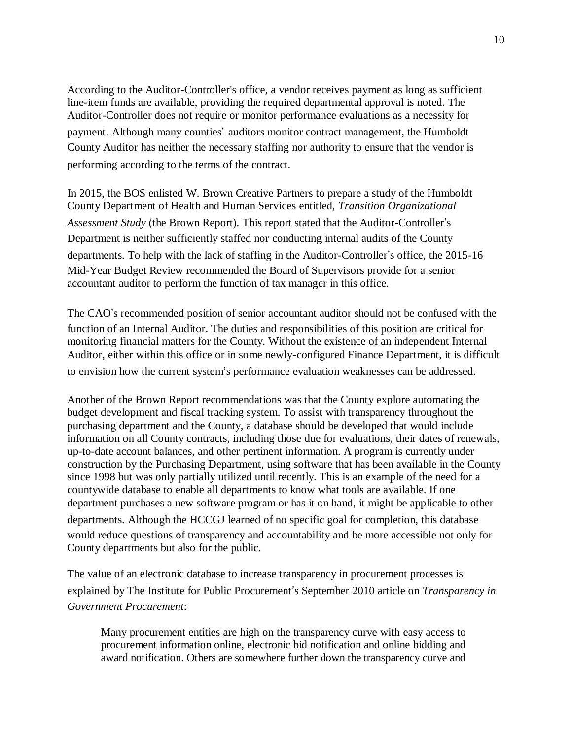According to the Auditor-Controller's office, a vendor receives payment as long as sufficient line-item funds are available, providing the required departmental approval is noted. The Auditor-Controller does not require or monitor performance evaluations as a necessity for payment. Although many counties' auditors monitor contract management, the Humboldt County Auditor has neither the necessary staffing nor authority to ensure that the vendor is performing according to the terms of the contract.

In 2015, the BOS enlisted W. Brown Creative Partners to prepare a study of the Humboldt County Department of Health and Human Services entitled, *Transition Organizational Assessment Study* (the Brown Report). This report stated that the Auditor-Controller's Department is neither sufficiently staffed nor conducting internal audits of the County departments. To help with the lack of staffing in the Auditor-Controller's office, the 2015-16 Mid-Year Budget Review recommended the Board of Supervisors provide for a senior accountant auditor to perform the function of tax manager in this office.

The CAO's recommended position of senior accountant auditor should not be confused with the function of an Internal Auditor. The duties and responsibilities of this position are critical for monitoring financial matters for the County. Without the existence of an independent Internal Auditor, either within this office or in some newly-configured Finance Department, it is difficult to envision how the current system's performance evaluation weaknesses can be addressed.

Another of the Brown Report recommendations was that the County explore automating the budget development and fiscal tracking system. To assist with transparency throughout the purchasing department and the County, a database should be developed that would include information on all County contracts, including those due for evaluations, their dates of renewals, up-to-date account balances, and other pertinent information. A program is currently under construction by the Purchasing Department, using software that has been available in the County since 1998 but was only partially utilized until recently. This is an example of the need for a countywide database to enable all departments to know what tools are available. If one department purchases a new software program or has it on hand, it might be applicable to other departments. Although the HCCGJ learned of no specific goal for completion, this database would reduce questions of transparency and accountability and be more accessible not only for County departments but also for the public.

The value of an electronic database to increase transparency in procurement processes is explained by The Institute for Public Procurement's September 2010 article on *Transparency in Government Procurement*:

> Many procurement entities are high on the transparency curve with easy access to procurement information online, electronic bid notification and online bidding and award notification. Others are somewhere further down the transparency curve and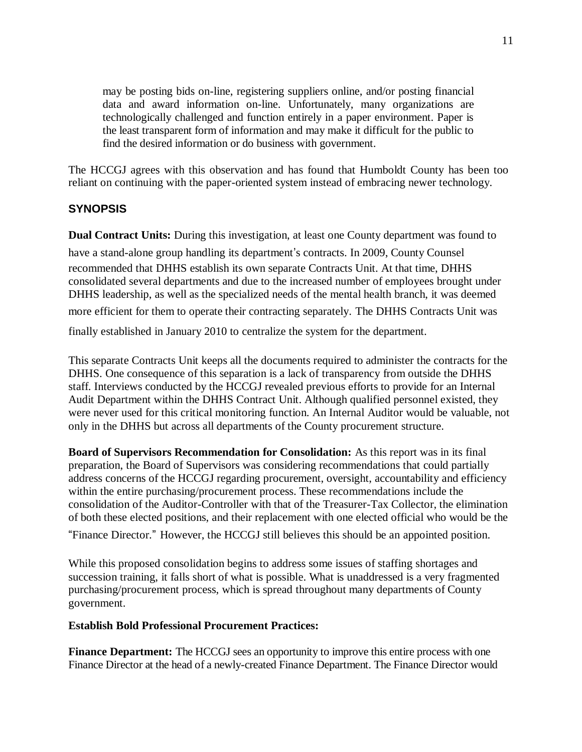> may be posting bids on-line, registering suppliers online, and/or posting financial data and award information on-line. Unfortunately, many organizations are technologically challenged and function entirely in a paper environment. Paper is the least transparent form of information and may make it difficult for the public to find the desired information or do business with government.

The HCCGJ agrees with this observation and has found that Humboldt County has been too reliant on continuing with the paper-oriented system instead of embracing newer technology.

## SYNOPSIS

**Dual Contract Units:** During this investigation, at least one County department was found to have a stand-alone group handling its department's contracts. In 2009, County Counsel recommended that DHHS establish its own separate Contracts Unit. At that time, DHHS consolidated several departments and due to the increased number of employees brought under DHHS leadership, as well as the specialized needs of the mental health branch, it was deemed more efficient for them to operate their contracting separately. The DHHS Contracts Unit was finally established in January 2010 to centralize the system for the department.

This separate Contracts Unit keeps all the documents required to administer the contracts for the DHHS. One consequence of this separation is a lack of transparency from outside the DHHS staff. Interviews conducted by the HCCGJ revealed previous efforts to provide for an Internal Audit Department within the DHHS Contract Unit. Although qualified personnel existed, they were never used for this critical monitoring function. An Internal Auditor would be valuable, not only in the DHHS but across all departments of the County procurement structure.

**Board of Supervisors Recommendation for Consolidation:** As this report was in its final preparation, the Board of Supervisors was considering recommendations that could partially address concerns of the HCCGJ regarding procurement, oversight, accountability and efficiency within the entire purchasing/procurement process. These recommendations include the consolidation of the Auditor-Controller with that of the Treasurer-Tax Collector, the elimination of both these elected positions, and their replacement with one elected official who would be the "Finance Director." However, the HCCGJ still believes this should be an appointed position.

While this proposed consolidation begins to address some issues of staffing shortages and succession training, it falls short of what is possible. What is unaddressed is a very fragmented purchasing/procurement process, which is spread throughout many departments of County government.

**Establish Bold Professional Procurement Practices:**

**Finance Department:** The HCCGJ sees an opportunity to improve this entire process with one Finance Director at the head of a newly-created Finance Department. The Finance Director would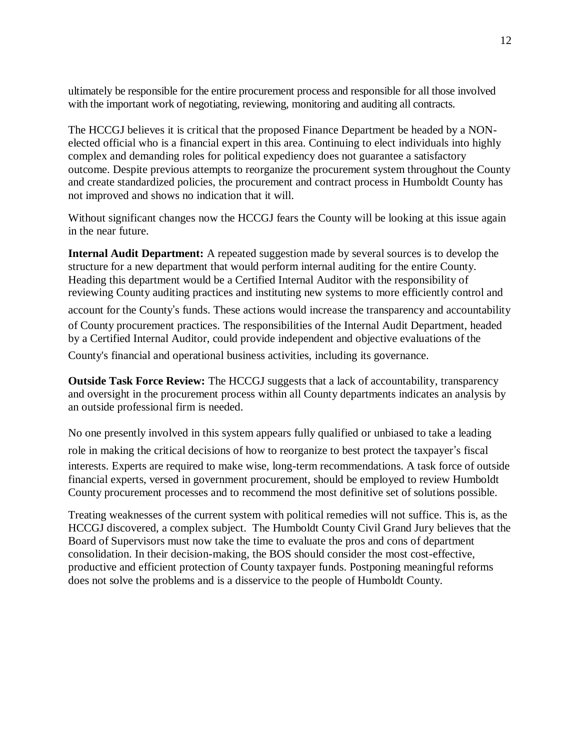ultimately be responsible for the entire procurement process and responsible for all those involved with the important work of negotiating, reviewing, monitoring and auditing all contracts.

The HCCGJ believes it is critical that the proposed Finance Department be headed by a NON-elected official who is a financial expert in this area. Continuing to elect individuals into highly complex and demanding roles for political expediency does not guarantee a satisfactory outcome. Despite previous attempts to reorganize the procurement system throughout the County and create standardized policies, the procurement and contract process in Humboldt County has not improved and shows no indication that it will.

Without significant changes now the HCCGJ fears the County will be looking at this issue again in the near future.

**Internal Audit Department:** A repeated suggestion made by several sources is to develop the structure for a new department that would perform internal auditing for the entire County. Heading this department would be a Certified Internal Auditor with the responsibility of reviewing County auditing practices and instituting new systems to more efficiently control and account for the County's funds. These actions would increase the transparency and accountability of County procurement practices. The responsibilities of the Internal Audit Department, headed by a Certified Internal Auditor, could provide independent and objective evaluations of the County's financial and operational business activities, including its governance.

**Outside Task Force Review:** The HCCGJ suggests that a lack of accountability, transparency and oversight in the procurement process within all County departments indicates an analysis by an outside professional firm is needed.

No one presently involved in this system appears fully qualified or unbiased to take a leading role in making the critical decisions of how to reorganize to best protect the taxpayer's fiscal interests. Experts are required to make wise, long-term recommendations. A task force of outside financial experts, versed in government procurement, should be employed to review Humboldt County procurement processes and to recommend the most definitive set of solutions possible.

Treating weaknesses of the current system with political remedies will not suffice. This is, as the HCCGJ discovered, a complex subject. The Humboldt County Civil Grand Jury believes that the Board of Supervisors must now take the time to evaluate the pros and cons of department consolidation. In their decision-making, the BOS should consider the most cost-effective, productive and efficient protection of County taxpayer funds. Postponing meaningful reforms does not solve the problems and is a disservice to the people of Humboldt County.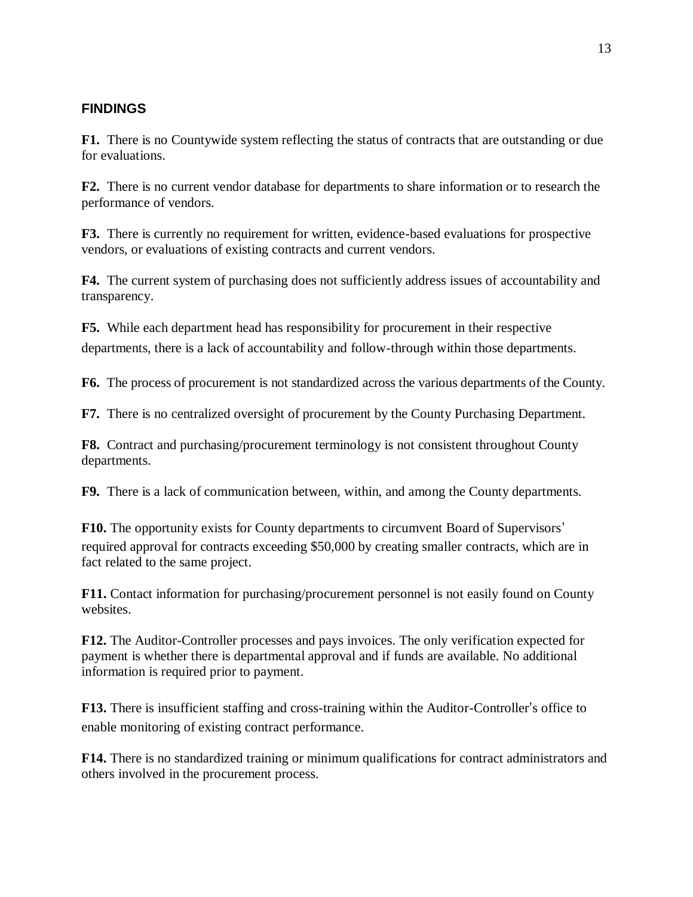## FINDINGS

**F1.** There is no Countywide system reflecting the status of contracts that are outstanding or due for evaluations.

**F2.** There is no current vendor database for departments to share information or to research the performance of vendors.

**F3.** There is currently no requirement for written, evidence-based evaluations for prospective vendors, or evaluations of existing contracts and current vendors.

**F4.** The current system of purchasing does not sufficiently address issues of accountability and transparency.

**F5.** While each department head has responsibility for procurement in their respective departments, there is a lack of accountability and follow-through within those departments.

**F6.** The process of procurement is not standardized across the various departments of the County.

**F7.** There is no centralized oversight of procurement by the County Purchasing Department.

**F8.** Contract and purchasing/procurement terminology is not consistent throughout County departments.

**F9.** There is a lack of communication between, within, and among the County departments.

**F10.** The opportunity exists for County departments to circumvent Board of Supervisors' required approval for contracts exceeding $50,000 by creating smaller contracts, which are in fact related to the same project.

**F11.** Contact information for purchasing/procurement personnel is not easily found on County websites.

**F12.** The Auditor-Controller processes and pays invoices. The only verification expected for payment is whether there is departmental approval and if funds are available. No additional information is required prior to payment.

**F13.** There is insufficient staffing and cross-training within the Auditor-Controller's office to enable monitoring of existing contract performance.

**F14.** There is no standardized training or minimum qualifications for contract administrators and others involved in the procurement process.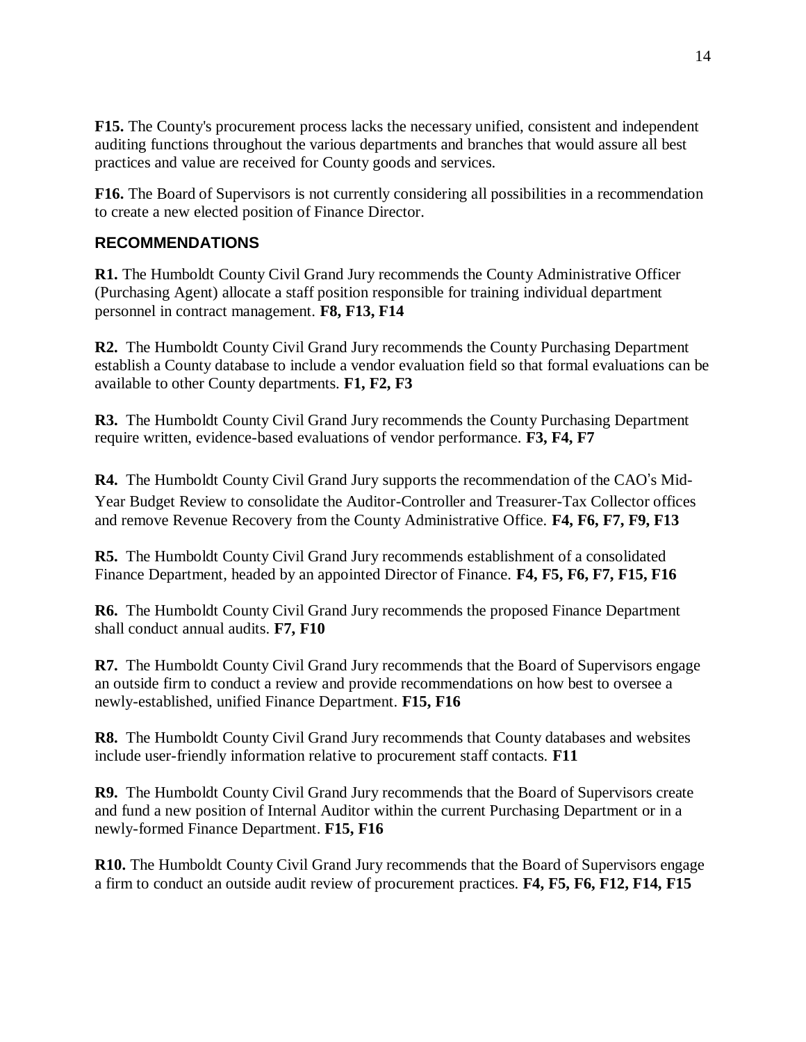**F15.** The County's procurement process lacks the necessary unified, consistent and independent auditing functions throughout the various departments and branches that would assure all best practices and value are received for County goods and services.

**F16.** The Board of Supervisors is not currently considering all possibilities in a recommendation to create a new elected position of Finance Director.

## RECOMMENDATIONS

**R1.** The Humboldt County Civil Grand Jury recommends the County Administrative Officer (Purchasing Agent) allocate a staff position responsible for training individual department personnel in contract management. **F8, F13, F14**

**R2.** The Humboldt County Civil Grand Jury recommends the County Purchasing Department establish a County database to include a vendor evaluation field so that formal evaluations can be available to other County departments. **F1, F2, F3**

**R3.** The Humboldt County Civil Grand Jury recommends the County Purchasing Department require written, evidence-based evaluations of vendor performance. **F3, F4, F7**

**R4.** The Humboldt County Civil Grand Jury supports the recommendation of the CAO's Mid-Year Budget Review to consolidate the Auditor-Controller and Treasurer-Tax Collector offices and remove Revenue Recovery from the County Administrative Office. **F4, F6, F7, F9, F13**

**R5.** The Humboldt County Civil Grand Jury recommends establishment of a consolidated Finance Department, headed by an appointed Director of Finance. **F4, F5, F6, F7, F15, F16**

**R6.** The Humboldt County Civil Grand Jury recommends the proposed Finance Department shall conduct annual audits. **F7, F10**

**R7.** The Humboldt County Civil Grand Jury recommends that the Board of Supervisors engage an outside firm to conduct a review and provide recommendations on how best to oversee a newly-established, unified Finance Department. **F15, F16**

**R8.** The Humboldt County Civil Grand Jury recommends that County databases and websites include user-friendly information relative to procurement staff contacts. **F11**

**R9.** The Humboldt County Civil Grand Jury recommends that the Board of Supervisors create and fund a new position of Internal Auditor within the current Purchasing Department or in a newly-formed Finance Department. **F15, F16**

**R10.** The Humboldt County Civil Grand Jury recommends that the Board of Supervisors engage a firm to conduct an outside audit review of procurement practices. **F4, F5, F6, F12, F14, F15**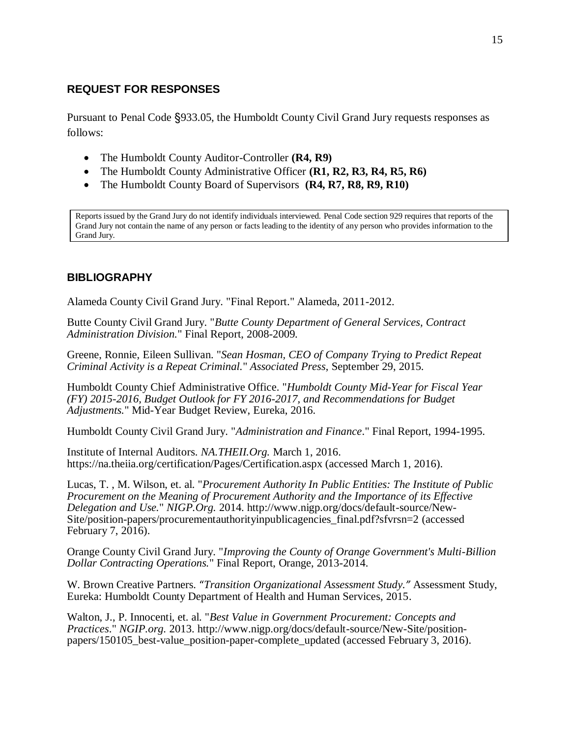## REQUEST FOR RESPONSES

Pursuant to Penal Code §933.05, the Humboldt County Civil Grand Jury requests responses as follows:

- The Humboldt County Auditor-Controller **(R4, R9)**
- The Humboldt County Administrative Officer **(R1, R2, R3, R4, R5, R6)**
- The Humboldt County Board of Supervisors **(R4, R7, R8, R9, R10)**

Reports issued by the Grand Jury do not identify individuals interviewed. Penal Code section 929 requires that reports of the Grand Jury not contain the name of any person or facts leading to the identity of any person who provides information to the Grand Jury.

## BIBLIOGRAPHY

Alameda County Civil Grand Jury. "Final Report." Alameda, 2011-2012.

Butte County Civil Grand Jury. "*Butte County Department of General Services, Contract Administration Division.*" Final Report, 2008-2009.

Greene, Ronnie, Eileen Sullivan. "*Sean Hosman, CEO of Company Trying to Predict Repeat Criminal Activity is a Repeat Criminal.*" *Associated Press*, September 29, 2015.

Humboldt County Chief Administrative Office. "*Humboldt County Mid-Year for Fiscal Year (FY) 2015-2016, Budget Outlook for FY 2016-2017, and Recommendations for Budget Adjustments.*" Mid-Year Budget Review, Eureka, 2016.

Humboldt County Civil Grand Jury. "*Administration and Finance*." Final Report, 1994-1995.

Institute of Internal Auditors. *NA.THEII.Org.* March 1, 2016. https://na.theiia.org/certification/Pages/Certification.aspx (accessed March 1, 2016).

Lucas, T. , M. Wilson, et. al. "*Procurement Authority In Public Entities: The Institute of Public Procurement on the Meaning of Procurement Authority and the Importance of its Effective Delegation and Use.*" *NIGP.Org.* 2014. http://www.nigp.org/docs/default-source/New-Site/position-papers/procurementauthorityinpublicagencies_final.pdf?sfvrsn=2 (accessed February 7, 2016).

Orange County Civil Grand Jury. "*Improving the County of Orange Government's Multi-Billion Dollar Contracting Operations.*" Final Report, Orange, 2013-2014.

W. Brown Creative Partners. *"Transition Organizational Assessment Study."* Assessment Study, Eureka: Humboldt County Department of Health and Human Services, 2015.

Walton, J., P. Innocenti, et. al. "*Best Value in Government Procurement: Concepts and Practices*." *NGIP.org.* 2013. http://www.nigp.org/docs/default-source/New-Site/position-papers/150105_best-value_position-paper-complete_updated (accessed February 3, 2016).